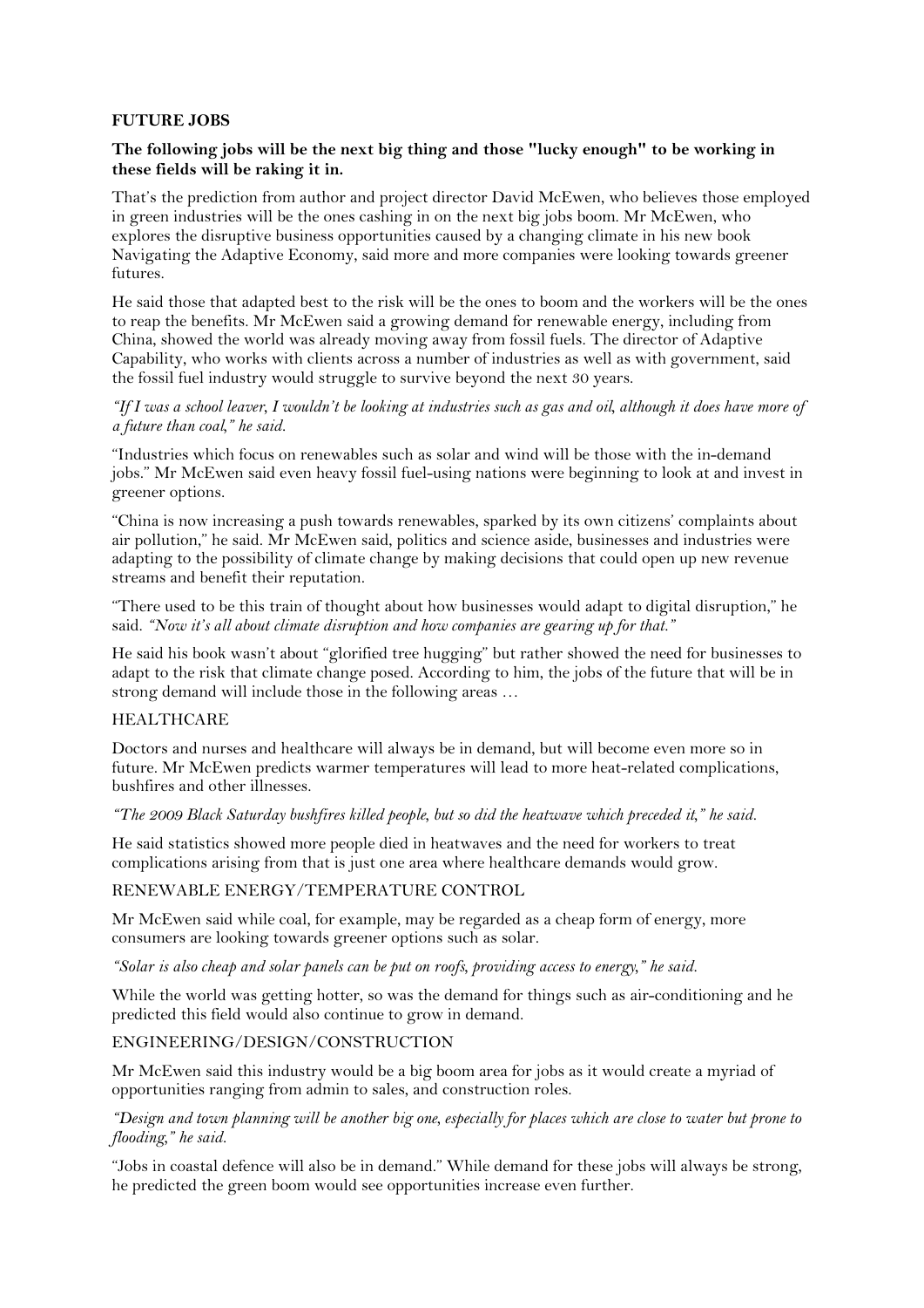**FUTURE JOBS**

**The following jobs will be the next big thing and those "lucky enough" to be working in these fields will be raking it in.**

That's the prediction from author and project director David McEwen, who believes those employed in green industries will be the ones cashing in on the next big jobs boom. Mr McEwen, who explores the disruptive business opportunities caused by a changing climate in his new book Navigating the Adaptive Economy, said more and more companies were looking towards greener futures.

He said those that adapted best to the risk will be the ones to boom and the workers will be the ones to reap the benefits. Mr McEwen said a growing demand for renewable energy, including from China, showed the world was already moving away from fossil fuels. The director of Adaptive Capability, who works with clients across a number of industries as well as with government, said the fossil fuel industry would struggle to survive beyond the next 30 years.

*"If I was a school leaver, I wouldn't be looking at industries such as gas and oil, although it does have more of a future than coal," he said.*

"Industries which focus on renewables such as solar and wind will be those with the in-demand jobs." Mr McEwen said even heavy fossil fuel-using nations were beginning to look at and invest in greener options.

"China is now increasing a push towards renewables, sparked by its own citizens' complaints about air pollution," he said. Mr McEwen said, politics and science aside, businesses and industries were adapting to the possibility of climate change by making decisions that could open up new revenue streams and benefit their reputation.

"There used to be this train of thought about how businesses would adapt to digital disruption," he said. *"Now it's all about climate disruption and how companies are gearing up for that."*

He said his book wasn't about "glorified tree hugging" but rather showed the need for businesses to adapt to the risk that climate change posed. According to him, the jobs of the future that will be in strong demand will include those in the following areas …

HEALTHCARE

Doctors and nurses and healthcare will always be in demand, but will become even more so in future. Mr McEwen predicts warmer temperatures will lead to more heat-related complications, bushfires and other illnesses.

*"The 2009 Black Saturday bushfires killed people, but so did the heatwave which preceded it," he said.*

He said statistics showed more people died in heatwaves and the need for workers to treat complications arising from that is just one area where healthcare demands would grow.

RENEWABLE ENERGY/TEMPERATURE CONTROL

Mr McEwen said while coal, for example, may be regarded as a cheap form of energy, more consumers are looking towards greener options such as solar.

*"Solar is also cheap and solar panels can be put on roofs, providing access to energy," he said.*

While the world was getting hotter, so was the demand for things such as air-conditioning and he predicted this field would also continue to grow in demand.

ENGINEERING/DESIGN/CONSTRUCTION

Mr McEwen said this industry would be a big boom area for jobs as it would create a myriad of opportunities ranging from admin to sales, and construction roles.

*"Design and town planning will be another big one, especially for places which are close to water but prone to flooding," he said.*

"Jobs in coastal defence will also be in demand." While demand for these jobs will always be strong, he predicted the green boom would see opportunities increase even further.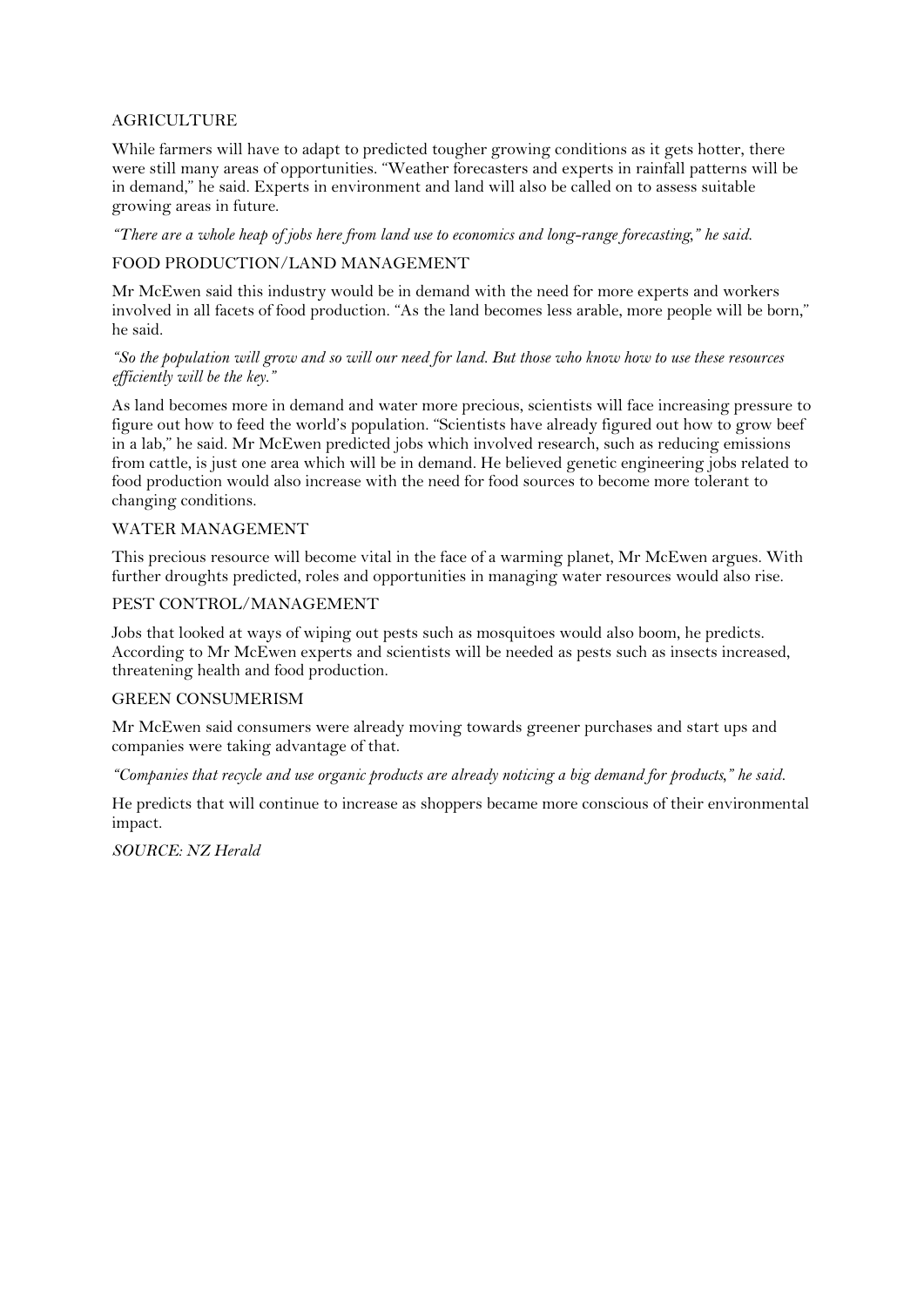## AGRICULTURE

While farmers will have to adapt to predicted tougher growing conditions as it gets hotter, there were still many areas of opportunities. "Weather forecasters and experts in rainfall patterns will be in demand," he said. Experts in environment and land will also be called on to assess suitable growing areas in future.

*"There are a whole heap of jobs here from land use to economics and long-range forecasting," he said.*

## FOOD PRODUCTION/LAND MANAGEMENT

Mr McEwen said this industry would be in demand with the need for more experts and workers involved in all facets of food production. "As the land becomes less arable, more people will be born," he said.

*"So the population will grow and so will our need for land. But those who know how to use these resources efficiently will be the key."*

As land becomes more in demand and water more precious, scientists will face increasing pressure to figure out how to feed the world's population. "Scientists have already figured out how to grow beef in a lab," he said. Mr McEwen predicted jobs which involved research, such as reducing emissions from cattle, is just one area which will be in demand. He believed genetic engineering jobs related to food production would also increase with the need for food sources to become more tolerant to changing conditions.

## WATER MANAGEMENT

This precious resource will become vital in the face of a warming planet, Mr McEwen argues. With further droughts predicted, roles and opportunities in managing water resources would also rise.

## PEST CONTROL/MANAGEMENT

Jobs that looked at ways of wiping out pests such as mosquitoes would also boom, he predicts. According to Mr McEwen experts and scientists will be needed as pests such as insects increased, threatening health and food production.

## GREEN CONSUMERISM

Mr McEwen said consumers were already moving towards greener purchases and start ups and companies were taking advantage of that.

*"Companies that recycle and use organic products are already noticing a big demand for products," he said.*

He predicts that will continue to increase as shoppers became more conscious of their environmental impact.

*SOURCE: NZ Herald*